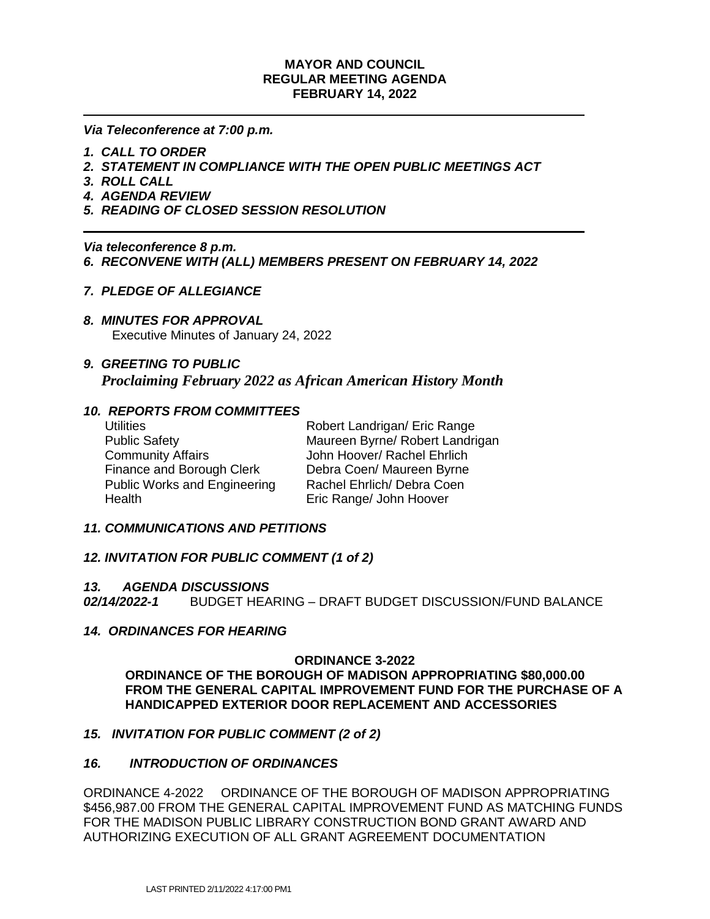**MAYOR AND COUNCIL**
**REGULAR MEETING AGENDA**
**FEBRUARY 14, 2022**

---

***Via Teleconference at 7:00 p.m.***

1. ***CALL TO ORDER***
2. ***STATEMENT IN COMPLIANCE WITH THE OPEN PUBLIC MEETINGS ACT***
3. ***ROLL CALL***
4. ***AGENDA REVIEW***
5. ***READING OF CLOSED SESSION RESOLUTION***

---

***Via teleconference 8 p.m.***

6. ***RECONVENE WITH (ALL) MEMBERS PRESENT ON FEBRUARY 14, 2022***

7. ***PLEDGE OF ALLEGIANCE***

8. ***MINUTES FOR APPROVAL***
   Executive Minutes of January 24, 2022

9. ***GREETING TO PUBLIC***
   ***Proclaiming February 2022 as African American History Month***

10. ***REPORTS FROM COMMITTEES***

| | |
|---|---|
| Utilities | Robert Landrigan/ Eric Range |
| Public Safety | Maureen Byrne/ Robert Landrigan |
| Community Affairs | John Hoover/ Rachel Ehrlich |
| Finance and Borough Clerk | Debra Coen/ Maureen Byrne |
| Public Works and Engineering | Rachel Ehrlich/ Debra Coen |
| Health | Eric Range/ John Hoover |

11. ***COMMUNICATIONS AND PETITIONS***

12. ***INVITATION FOR PUBLIC COMMENT (1 of 2)***

13. ***AGENDA DISCUSSIONS***

***02/14/2022-1*** BUDGET HEARING – DRAFT BUDGET DISCUSSION/FUND BALANCE

14. ***ORDINANCES FOR HEARING***

**ORDINANCE 3-2022**

**ORDINANCE OF THE BOROUGH OF MADISON APPROPRIATING $80,000.00 FROM THE GENERAL CAPITAL IMPROVEMENT FUND FOR THE PURCHASE OF A HANDICAPPED EXTERIOR DOOR REPLACEMENT AND ACCESSORIES**

15. ***INVITATION FOR PUBLIC COMMENT (2 of 2)***

16. ***INTRODUCTION OF ORDINANCES***

ORDINANCE 4-2022 ORDINANCE OF THE BOROUGH OF MADISON APPROPRIATING $456,987.00 FROM THE GENERAL CAPITAL IMPROVEMENT FUND AS MATCHING FUNDS FOR THE MADISON PUBLIC LIBRARY CONSTRUCTION BOND GRANT AWARD AND AUTHORIZING EXECUTION OF ALL GRANT AGREEMENT DOCUMENTATION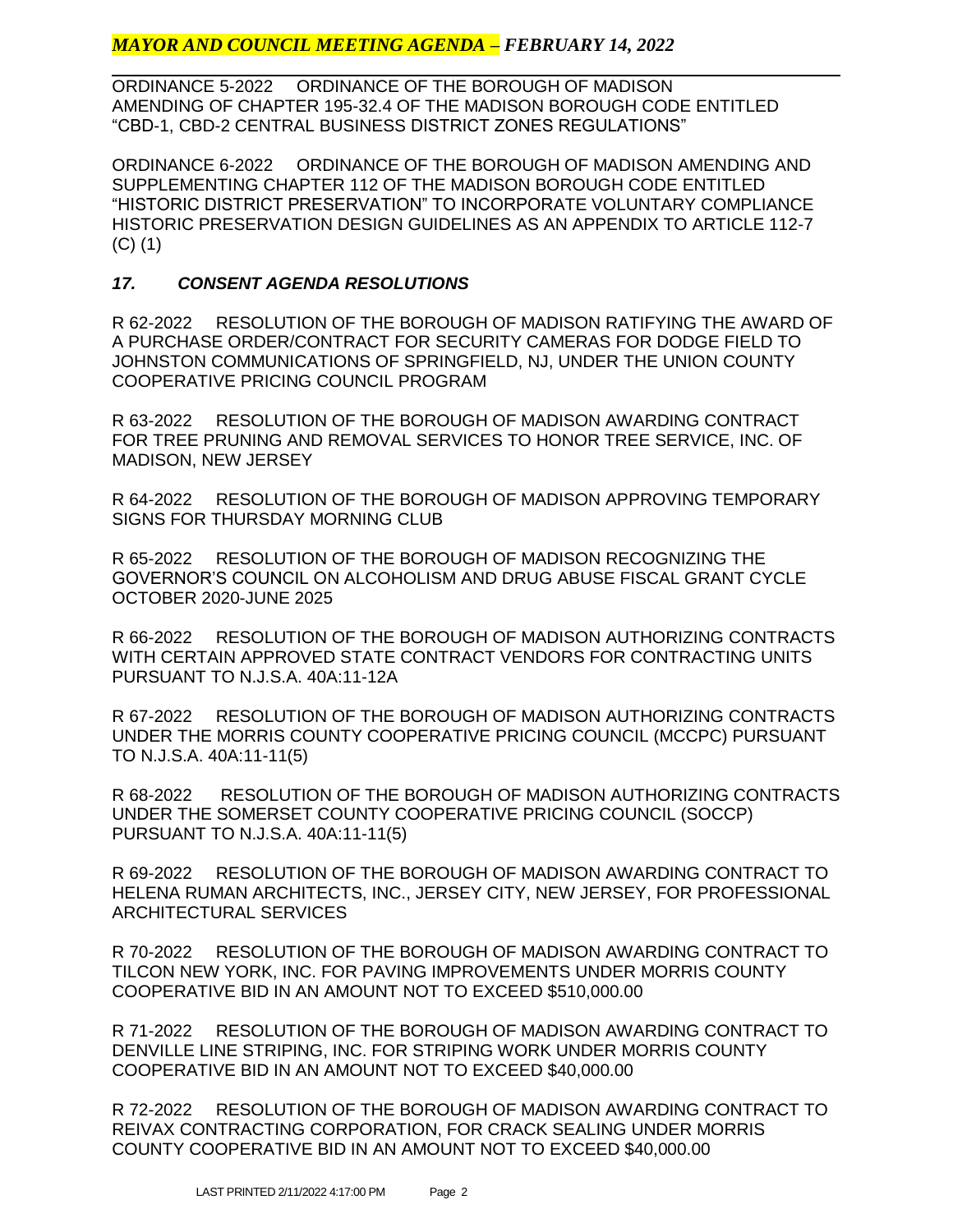ORDINANCE 5-2022 ORDINANCE OF THE BOROUGH OF MADISON AMENDING OF CHAPTER 195-32.4 OF THE MADISON BOROUGH CODE ENTITLED "CBD-1, CBD-2 CENTRAL BUSINESS DISTRICT ZONES REGULATIONS"

ORDINANCE 6-2022 ORDINANCE OF THE BOROUGH OF MADISON AMENDING AND SUPPLEMENTING CHAPTER 112 OF THE MADISON BOROUGH CODE ENTITLED "HISTORIC DISTRICT PRESERVATION" TO INCORPORATE VOLUNTARY COMPLIANCE HISTORIC PRESERVATION DESIGN GUIDELINES AS AN APPENDIX TO ARTICLE 112-7 (C) (1)

### *17. CONSENT AGENDA RESOLUTIONS*

R 62-2022 RESOLUTION OF THE BOROUGH OF MADISON RATIFYING THE AWARD OF A PURCHASE ORDER/CONTRACT FOR SECURITY CAMERAS FOR DODGE FIELD TO JOHNSTON COMMUNICATIONS OF SPRINGFIELD, NJ, UNDER THE UNION COUNTY COOPERATIVE PRICING COUNCIL PROGRAM

R 63-2022 RESOLUTION OF THE BOROUGH OF MADISON AWARDING CONTRACT FOR TREE PRUNING AND REMOVAL SERVICES TO HONOR TREE SERVICE, INC. OF MADISON, NEW JERSEY

R 64-2022 RESOLUTION OF THE BOROUGH OF MADISON APPROVING TEMPORARY SIGNS FOR THURSDAY MORNING CLUB

R 65-2022 RESOLUTION OF THE BOROUGH OF MADISON RECOGNIZING THE GOVERNOR'S COUNCIL ON ALCOHOLISM AND DRUG ABUSE FISCAL GRANT CYCLE OCTOBER 2020-JUNE 2025

R 66-2022 RESOLUTION OF THE BOROUGH OF MADISON AUTHORIZING CONTRACTS WITH CERTAIN APPROVED STATE CONTRACT VENDORS FOR CONTRACTING UNITS PURSUANT TO N.J.S.A. 40A:11-12A

R 67-2022 RESOLUTION OF THE BOROUGH OF MADISON AUTHORIZING CONTRACTS UNDER THE MORRIS COUNTY COOPERATIVE PRICING COUNCIL (MCCPC) PURSUANT TO N.J.S.A. 40A:11-11(5)

R 68-2022 RESOLUTION OF THE BOROUGH OF MADISON AUTHORIZING CONTRACTS UNDER THE SOMERSET COUNTY COOPERATIVE PRICING COUNCIL (SOCCP) PURSUANT TO N.J.S.A. 40A:11-11(5)

R 69-2022 RESOLUTION OF THE BOROUGH OF MADISON AWARDING CONTRACT TO HELENA RUMAN ARCHITECTS, INC., JERSEY CITY, NEW JERSEY, FOR PROFESSIONAL ARCHITECTURAL SERVICES

R 70-2022 RESOLUTION OF THE BOROUGH OF MADISON AWARDING CONTRACT TO TILCON NEW YORK, INC. FOR PAVING IMPROVEMENTS UNDER MORRIS COUNTY COOPERATIVE BID IN AN AMOUNT NOT TO EXCEED $510,000.00

R 71-2022 RESOLUTION OF THE BOROUGH OF MADISON AWARDING CONTRACT TO DENVILLE LINE STRIPING, INC. FOR STRIPING WORK UNDER MORRIS COUNTY COOPERATIVE BID IN AN AMOUNT NOT TO EXCEED $40,000.00

R 72-2022 RESOLUTION OF THE BOROUGH OF MADISON AWARDING CONTRACT TO REIVAX CONTRACTING CORPORATION, FOR CRACK SEALING UNDER MORRIS COUNTY COOPERATIVE BID IN AN AMOUNT NOT TO EXCEED $40,000.00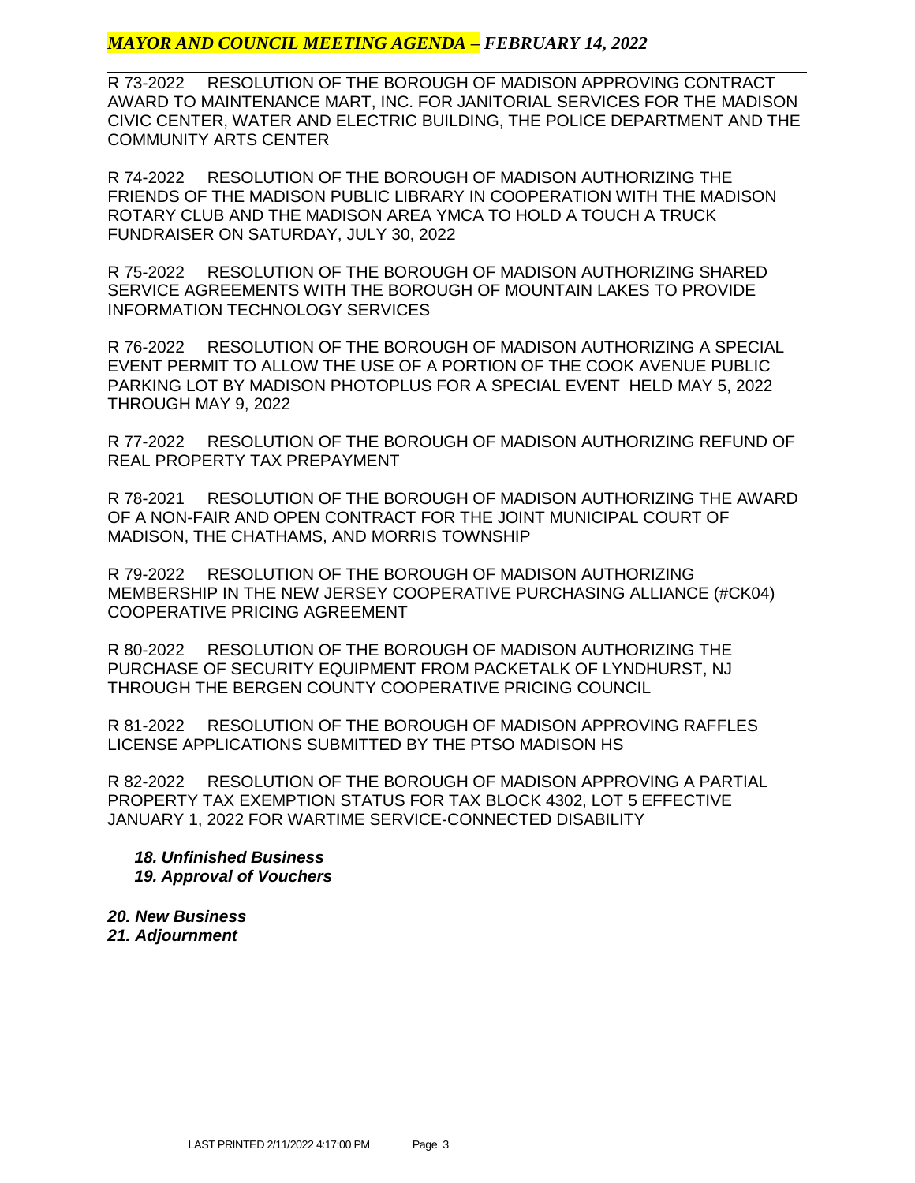R 73-2022 RESOLUTION OF THE BOROUGH OF MADISON APPROVING CONTRACT AWARD TO MAINTENANCE MART, INC. FOR JANITORIAL SERVICES FOR THE MADISON CIVIC CENTER, WATER AND ELECTRIC BUILDING, THE POLICE DEPARTMENT AND THE COMMUNITY ARTS CENTER

R 74-2022 RESOLUTION OF THE BOROUGH OF MADISON AUTHORIZING THE FRIENDS OF THE MADISON PUBLIC LIBRARY IN COOPERATION WITH THE MADISON ROTARY CLUB AND THE MADISON AREA YMCA TO HOLD A TOUCH A TRUCK FUNDRAISER ON SATURDAY, JULY 30, 2022

R 75-2022 RESOLUTION OF THE BOROUGH OF MADISON AUTHORIZING SHARED SERVICE AGREEMENTS WITH THE BOROUGH OF MOUNTAIN LAKES TO PROVIDE INFORMATION TECHNOLOGY SERVICES

R 76-2022 RESOLUTION OF THE BOROUGH OF MADISON AUTHORIZING A SPECIAL EVENT PERMIT TO ALLOW THE USE OF A PORTION OF THE COOK AVENUE PUBLIC PARKING LOT BY MADISON PHOTOPLUS FOR A SPECIAL EVENT HELD MAY 5, 2022 THROUGH MAY 9, 2022

R 77-2022 RESOLUTION OF THE BOROUGH OF MADISON AUTHORIZING REFUND OF REAL PROPERTY TAX PREPAYMENT

R 78-2021 RESOLUTION OF THE BOROUGH OF MADISON AUTHORIZING THE AWARD OF A NON-FAIR AND OPEN CONTRACT FOR THE JOINT MUNICIPAL COURT OF MADISON, THE CHATHAMS, AND MORRIS TOWNSHIP

R 79-2022 RESOLUTION OF THE BOROUGH OF MADISON AUTHORIZING MEMBERSHIP IN THE NEW JERSEY COOPERATIVE PURCHASING ALLIANCE (#CK04) COOPERATIVE PRICING AGREEMENT

R 80-2022 RESOLUTION OF THE BOROUGH OF MADISON AUTHORIZING THE PURCHASE OF SECURITY EQUIPMENT FROM PACKETALK OF LYNDHURST, NJ THROUGH THE BERGEN COUNTY COOPERATIVE PRICING COUNCIL

R 81-2022 RESOLUTION OF THE BOROUGH OF MADISON APPROVING RAFFLES LICENSE APPLICATIONS SUBMITTED BY THE PTSO MADISON HS

R 82-2022 RESOLUTION OF THE BOROUGH OF MADISON APPROVING A PARTIAL PROPERTY TAX EXEMPTION STATUS FOR TAX BLOCK 4302, LOT 5 EFFECTIVE JANUARY 1, 2022 FOR WARTIME SERVICE-CONNECTED DISABILITY

***18. Unfinished Business***

***19. Approval of Vouchers***

***20. New Business***

***21. Adjournment***